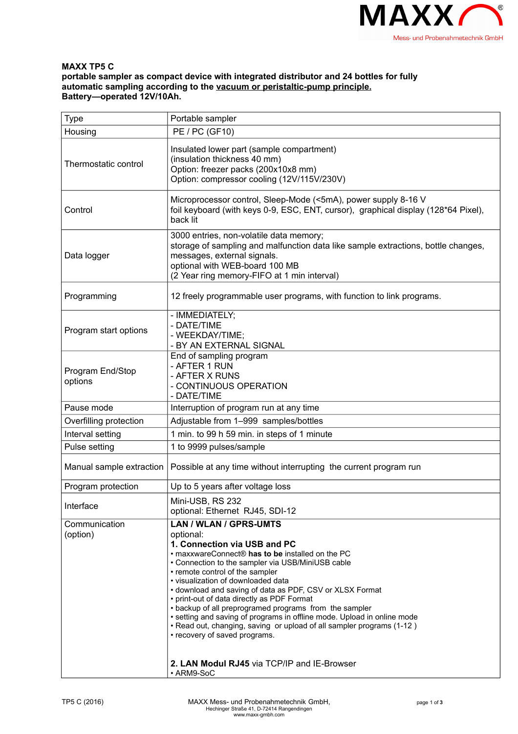**MAXX TP5 C**
**portable sampler as compact device with integrated distributor and 24 bottles for fully automatic sampling according to the vacuum or peristaltic-pump principle.**
**Battery—operated 12V/10Ah.**

| Type | Portable sampler |
|---|---|
| Housing | PE / PC (GF10) |
| Thermostatic control | Insulated lower part (sample compartment)<br>(insulation thickness 40 mm)<br>Option: freezer packs (200x10x8 mm)<br>Option: compressor cooling (12V/115V/230V) |
| Control | Microprocessor control, Sleep-Mode (<5mA), power supply 8-16 V<br>foil keyboard (with keys 0-9, ESC, ENT, cursor), graphical display (128*64 Pixel), back lit |
| Data logger | 3000 entries, non-volatile data memory;<br>storage of sampling and malfunction data like sample extractions, bottle changes, messages, external signals.<br>optional with WEB-board 100 MB<br>(2 Year ring memory-FIFO at 1 min interval) |
| Programming | 12 freely programmable user programs, with function to link programs. |
| Program start options | - IMMEDIATELY;<br>- DATE/TIME<br>- WEEKDAY/TIME;<br>- BY AN EXTERNAL SIGNAL |
| Program End/Stop options | End of sampling program<br>- AFTER 1 RUN<br>- AFTER X RUNS<br>- CONTINUOUS OPERATION<br>- DATE/TIME |
| Pause mode | Interruption of program run at any time |
| Overfilling protection | Adjustable from 1–999 samples/bottles |
| Interval setting | 1 min. to 99 h 59 min. in steps of 1 minute |
| Pulse setting | 1 to 9999 pulses/sample |
| Manual sample extraction | Possible at any time without interrupting the current program run |
| Program protection | Up to 5 years after voltage loss |
| Interface | Mini-USB, RS 232<br>optional: Ethernet RJ45, SDI-12 |
| Communication (option) | **LAN / WLAN / GPRS-UMTS**<br>optional:<br>**1. Connection via USB and PC**<br>• maxxwareConnect® **has to be** installed on the PC<br>• Connection to the sampler via USB/MiniUSB cable<br>• remote control of the sampler<br>• visualization of downloaded data<br>• download and saving of data as PDF, CSV or XLSX Format<br>• print-out of data directly as PDF Format<br>• backup of all preprogramed programs from the sampler<br>• setting and saving of programs in offline mode. Upload in online mode<br>• Read out, changing, saving or upload of all sampler programs (1-12 )<br>• recovery of saved programs.<br><br>**2. LAN Modul RJ45** via TCP/IP and IE-Browser<br>• ARM9-SoC |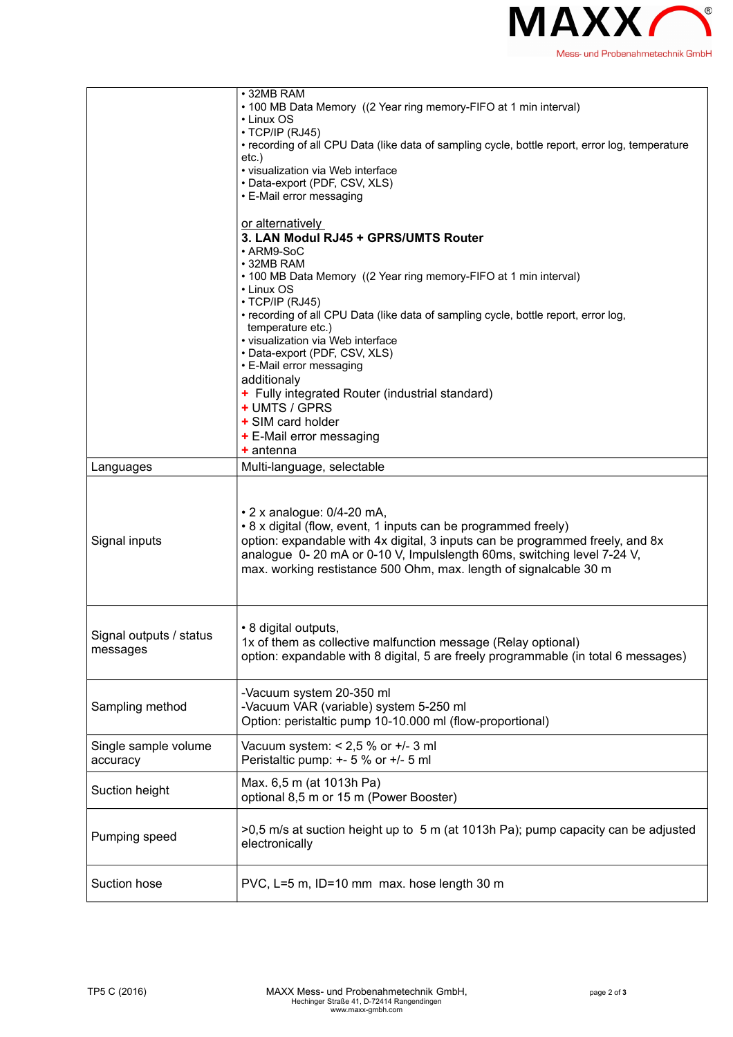| | |
|---|---|
| | • 32MB RAM<br>• 100 MB Data Memory ((2 Year ring memory-FIFO at 1 min interval)<br>• Linux OS<br>• TCP/IP (RJ45)<br>• recording of all CPU Data (like data of sampling cycle, bottle report, error log, temperature etc.)<br>• visualization via Web interface<br>• Data-export (PDF, CSV, XLS)<br>• E-Mail error messaging<br><br>or alternatively<br>**3. LAN Modul RJ45 + GPRS/UMTS Router**<br>• ARM9-SoC<br>• 32MB RAM<br>• 100 MB Data Memory ((2 Year ring memory-FIFO at 1 min interval)<br>• Linux OS<br>• TCP/IP (RJ45)<br>• recording of all CPU Data (like data of sampling cycle, bottle report, error log, temperature etc.)<br>• visualization via Web interface<br>• Data-export (PDF, CSV, XLS)<br>• E-Mail error messaging<br>additionaly<br>+ Fully integrated Router (industrial standard)<br>+ UMTS / GPRS<br>+ SIM card holder<br>+ E-Mail error messaging<br>+ antenna |
| Languages | Multi-language, selectable |
| Signal inputs | • 2 x analogue: 0/4-20 mA,<br>• 8 x digital (flow, event, 1 inputs can be programmed freely)<br>option: expandable with 4x digital, 3 inputs can be programmed freely, and 8x analogue 0- 20 mA or 0-10 V, Impulslength 60ms, switching level 7-24 V, max. working restistance 500 Ohm, max. length of signalcable 30 m |
| Signal outputs / status messages | • 8 digital outputs,<br>1x of them as collective malfunction message (Relay optional)<br>option: expandable with 8 digital, 5 are freely programmable (in total 6 messages) |
| Sampling method | -Vacuum system 20-350 ml<br>-Vacuum VAR (variable) system 5-250 ml<br>Option: peristaltic pump 10-10.000 ml (flow-proportional) |
| Single sample volume accuracy | Vacuum system: < 2,5 % or +/- 3 ml<br>Peristaltic pump: +- 5 % or +/- 5 ml |
| Suction height | Max. 6,5 m (at 1013h Pa)<br>optional 8,5 m or 15 m (Power Booster) |
| Pumping speed | >0,5 m/s at suction height up to 5 m (at 1013h Pa); pump capacity can be adjusted electronically |
| Suction hose | PVC, L=5 m, ID=10 mm max. hose length 30 m |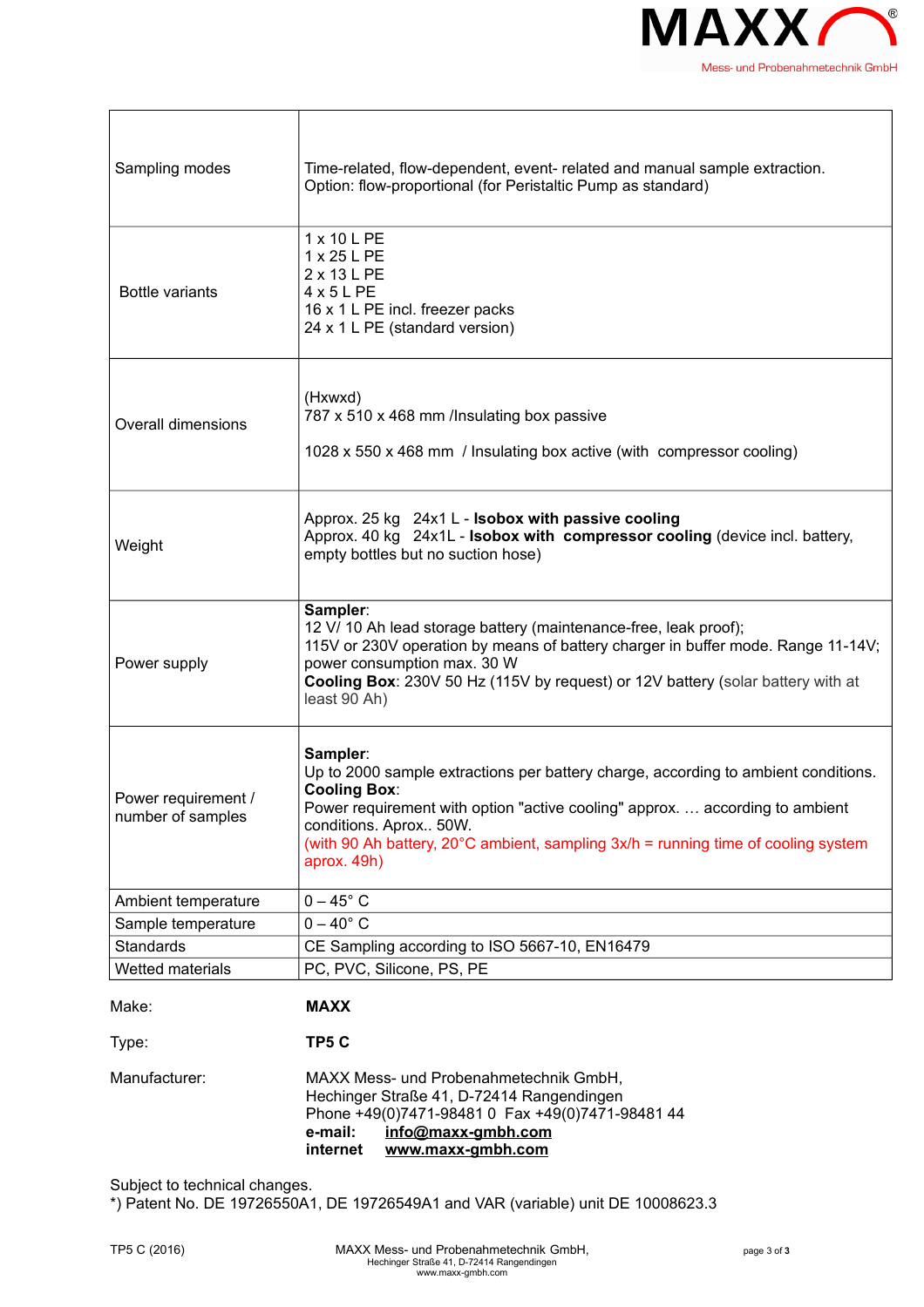| | |
|---|---|
| Sampling modes | Time-related, flow-dependent, event- related and manual sample extraction.<br>Option: flow-proportional (for Peristaltic Pump as standard) |
| Bottle variants | 1 x 10 L PE<br>1 x 25 L PE<br>2 x 13 L PE<br>4 x 5 L PE<br>16 x 1 L PE incl. freezer packs<br>24 x 1 L PE (standard version) |
| Overall dimensions | (Hxwxd)<br>787 x 510 x 468 mm /Insulating box passive<br><br>1028 x 550 x 468 mm / Insulating box active (with compressor cooling) |
| Weight | Approx. 25 kg 24x1 L - **Isobox with passive cooling**<br>Approx. 40 kg 24x1L - **Isobox with compressor cooling** (device incl. battery, empty bottles but no suction hose) |
| Power supply | **Sampler**:<br>12 V/ 10 Ah lead storage battery (maintenance-free, leak proof);<br>115V or 230V operation by means of battery charger in buffer mode. Range 11-14V; power consumption max. 30 W<br>**Cooling Box**: 230V 50 Hz (115V by request) or 12V battery (solar battery with at least 90 Ah) |
| Power requirement / number of samples | **Sampler**:<br>Up to 2000 sample extractions per battery charge, according to ambient conditions.<br>**Cooling Box**:<br>Power requirement with option "active cooling" approx. … according to ambient conditions. Aprox.. 50W.<br>(with 90 Ah battery, 20°C ambient, sampling 3x/h = running time of cooling system aprox. 49h) |
| Ambient temperature | 0 – 45° C |
| Sample temperature | 0 – 40° C |
| Standards | CE Sampling according to ISO 5667-10, EN16479 |
| Wetted materials | PC, PVC, Silicone, PS, PE |

Make: **MAXX**

Type: **TP5 C**

Manufacturer: MAXX Mess- und Probenahmetechnik GmbH,
Hechinger Straße 41, D-72414 Rangendingen
Phone +49(0)7471-98481 0 Fax +49(0)7471-98481 44
**e-mail:** **info@maxx-gmbh.com**
**internet** **www.maxx-gmbh.com**

Subject to technical changes.
*) Patent No. DE 19726550A1, DE 19726549A1 and VAR (variable) unit DE 10008623.3